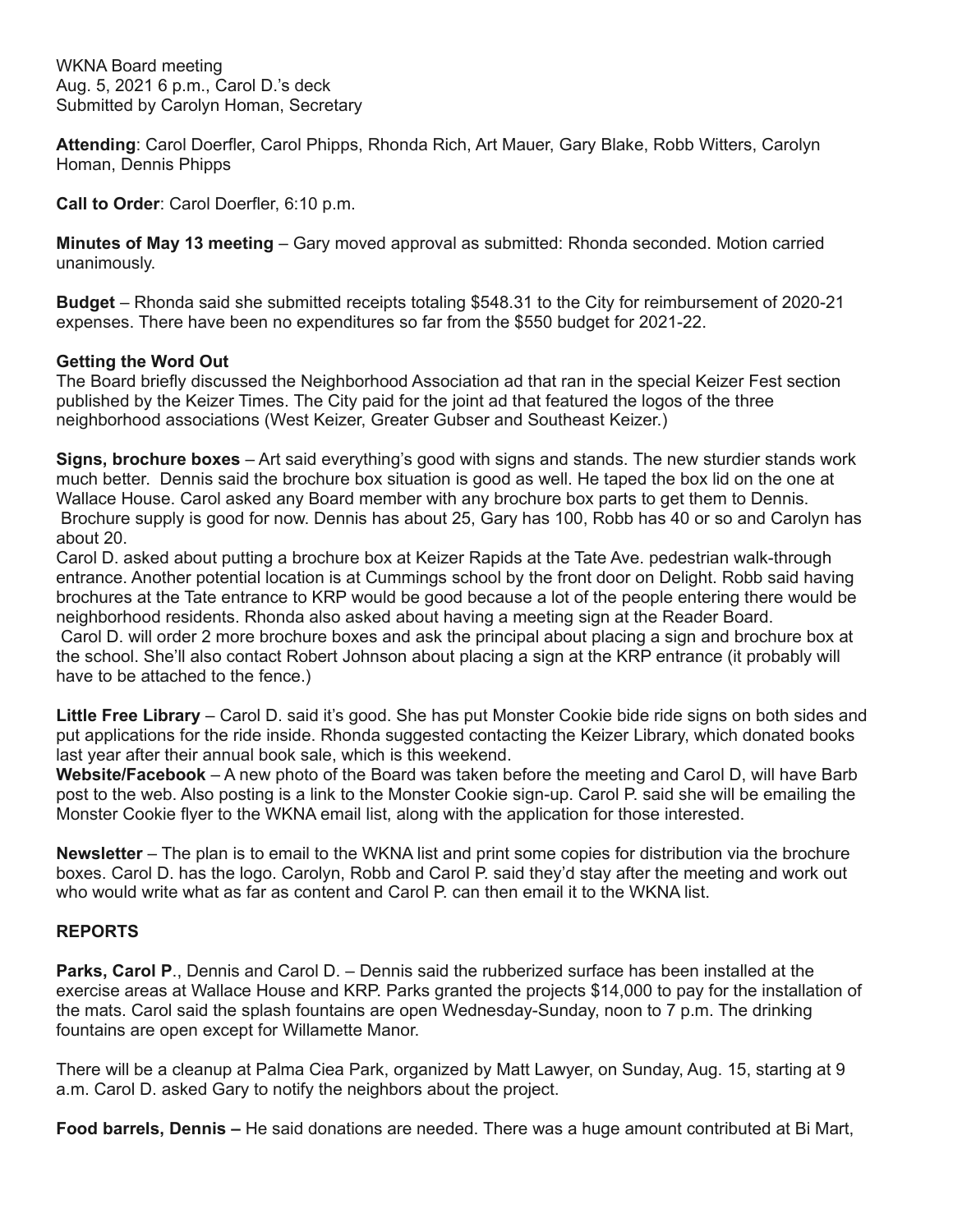WKNA Board meeting
Aug. 5, 2021 6 p.m., Carol D.'s deck
Submitted by Carolyn Homan, Secretary

**Attending**: Carol Doerfler, Carol Phipps, Rhonda Rich, Art Mauer, Gary Blake, Robb Witters, Carolyn Homan, Dennis Phipps

**Call to Order**: Carol Doerfler, 6:10 p.m.

**Minutes of May 13 meeting** – Gary moved approval as submitted: Rhonda seconded. Motion carried unanimously.

**Budget** – Rhonda said she submitted receipts totaling $548.31 to the City for reimbursement of 2020-21 expenses. There have been no expenditures so far from the $550 budget for 2021-22.

**Getting the Word Out**

The Board briefly discussed the Neighborhood Association ad that ran in the special Keizer Fest section published by the Keizer Times. The City paid for the joint ad that featured the logos of the three neighborhood associations (West Keizer, Greater Gubser and Southeast Keizer.)

**Signs, brochure boxes** – Art said everything's good with signs and stands. The new sturdier stands work much better. Dennis said the brochure box situation is good as well. He taped the box lid on the one at Wallace House. Carol asked any Board member with any brochure box parts to get them to Dennis. Brochure supply is good for now. Dennis has about 25, Gary has 100, Robb has 40 or so and Carolyn has about 20.

Carol D. asked about putting a brochure box at Keizer Rapids at the Tate Ave. pedestrian walk-through entrance. Another potential location is at Cummings school by the front door on Delight. Robb said having brochures at the Tate entrance to KRP would be good because a lot of the people entering there would be neighborhood residents. Rhonda also asked about having a meeting sign at the Reader Board.

Carol D. will order 2 more brochure boxes and ask the principal about placing a sign and brochure box at the school. She'll also contact Robert Johnson about placing a sign at the KRP entrance (it probably will have to be attached to the fence.)

**Little Free Library** – Carol D. said it's good. She has put Monster Cookie bide ride signs on both sides and put applications for the ride inside. Rhonda suggested contacting the Keizer Library, which donated books last year after their annual book sale, which is this weekend.

**Website/Facebook** – A new photo of the Board was taken before the meeting and Carol D, will have Barb post to the web. Also posting is a link to the Monster Cookie sign-up. Carol P. said she will be emailing the Monster Cookie flyer to the WKNA email list, along with the application for those interested.

**Newsletter** – The plan is to email to the WKNA list and print some copies for distribution via the brochure boxes. Carol D. has the logo. Carolyn, Robb and Carol P. said they'd stay after the meeting and work out who would write what as far as content and Carol P. can then email it to the WKNA list.

## REPORTS

**Parks, Carol P**., Dennis and Carol D. – Dennis said the rubberized surface has been installed at the exercise areas at Wallace House and KRP. Parks granted the projects $14,000 to pay for the installation of the mats. Carol said the splash fountains are open Wednesday-Sunday, noon to 7 p.m. The drinking fountains are open except for Willamette Manor.

There will be a cleanup at Palma Ciea Park, organized by Matt Lawyer, on Sunday, Aug. 15, starting at 9 a.m. Carol D. asked Gary to notify the neighbors about the project.

**Food barrels, Dennis –** He said donations are needed. There was a huge amount contributed at Bi Mart,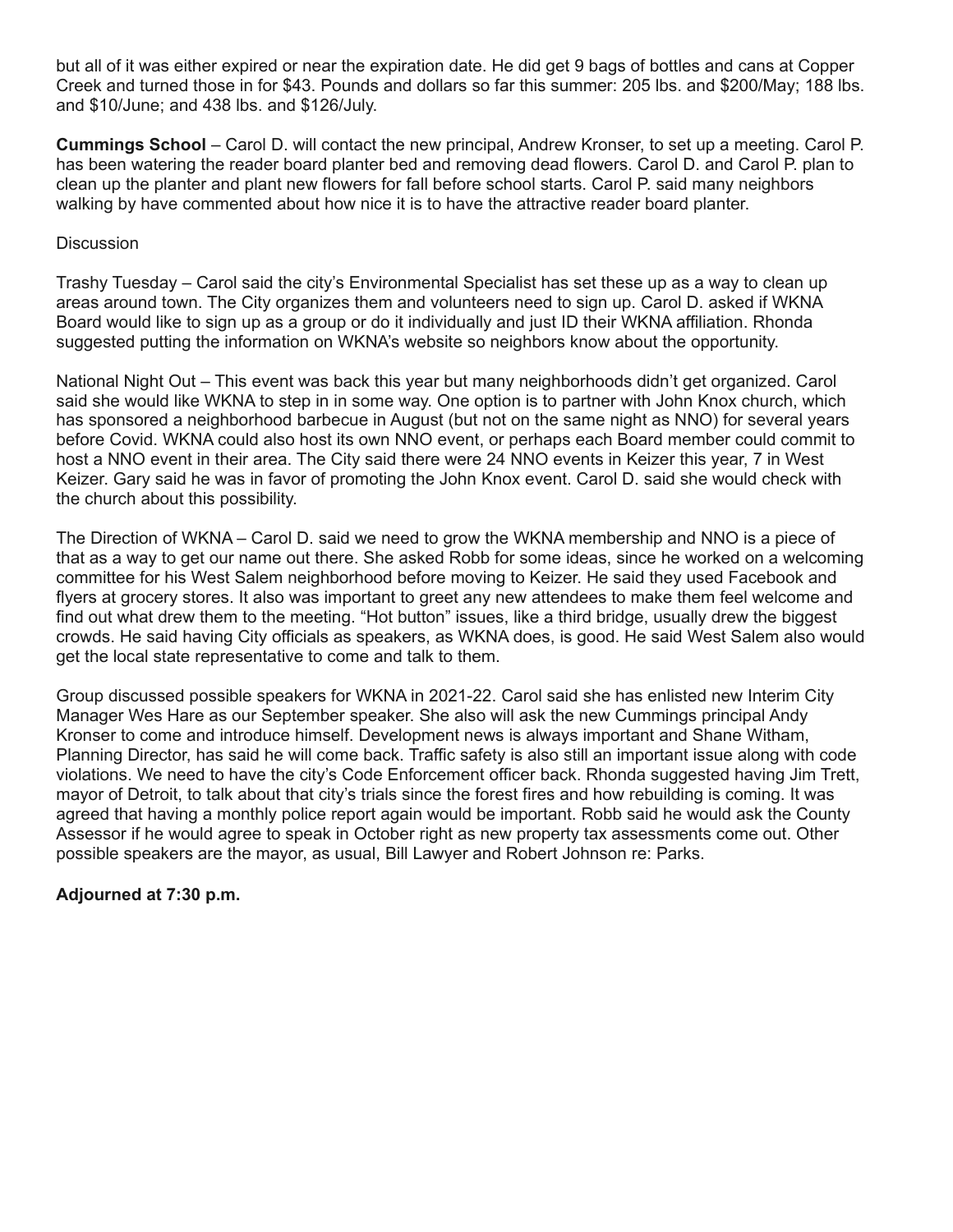but all of it was either expired or near the expiration date. He did get 9 bags of bottles and cans at Copper Creek and turned those in for $43. Pounds and dollars so far this summer: 205 lbs. and $200/May; 188 lbs. and $10/June; and 438 lbs. and $126/July.

**Cummings School** – Carol D. will contact the new principal, Andrew Kronser, to set up a meeting. Carol P. has been watering the reader board planter bed and removing dead flowers. Carol D. and Carol P. plan to clean up the planter and plant new flowers for fall before school starts. Carol P. said many neighbors walking by have commented about how nice it is to have the attractive reader board planter.

Discussion

Trashy Tuesday – Carol said the city's Environmental Specialist has set these up as a way to clean up areas around town. The City organizes them and volunteers need to sign up. Carol D. asked if WKNA Board would like to sign up as a group or do it individually and just ID their WKNA affiliation. Rhonda suggested putting the information on WKNA's website so neighbors know about the opportunity.

National Night Out – This event was back this year but many neighborhoods didn't get organized. Carol said she would like WKNA to step in in some way. One option is to partner with John Knox church, which has sponsored a neighborhood barbecue in August (but not on the same night as NNO) for several years before Covid. WKNA could also host its own NNO event, or perhaps each Board member could commit to host a NNO event in their area. The City said there were 24 NNO events in Keizer this year, 7 in West Keizer. Gary said he was in favor of promoting the John Knox event. Carol D. said she would check with the church about this possibility.

The Direction of WKNA – Carol D. said we need to grow the WKNA membership and NNO is a piece of that as a way to get our name out there. She asked Robb for some ideas, since he worked on a welcoming committee for his West Salem neighborhood before moving to Keizer. He said they used Facebook and flyers at grocery stores. It also was important to greet any new attendees to make them feel welcome and find out what drew them to the meeting. "Hot button" issues, like a third bridge, usually drew the biggest crowds. He said having City officials as speakers, as WKNA does, is good. He said West Salem also would get the local state representative to come and talk to them.

Group discussed possible speakers for WKNA in 2021-22. Carol said she has enlisted new Interim City Manager Wes Hare as our September speaker. She also will ask the new Cummings principal Andy Kronser to come and introduce himself. Development news is always important and Shane Witham, Planning Director, has said he will come back. Traffic safety is also still an important issue along with code violations. We need to have the city's Code Enforcement officer back. Rhonda suggested having Jim Trett, mayor of Detroit, to talk about that city's trials since the forest fires and how rebuilding is coming. It was agreed that having a monthly police report again would be important. Robb said he would ask the County Assessor if he would agree to speak in October right as new property tax assessments come out. Other possible speakers are the mayor, as usual, Bill Lawyer and Robert Johnson re: Parks.

**Adjourned at 7:30 p.m.**